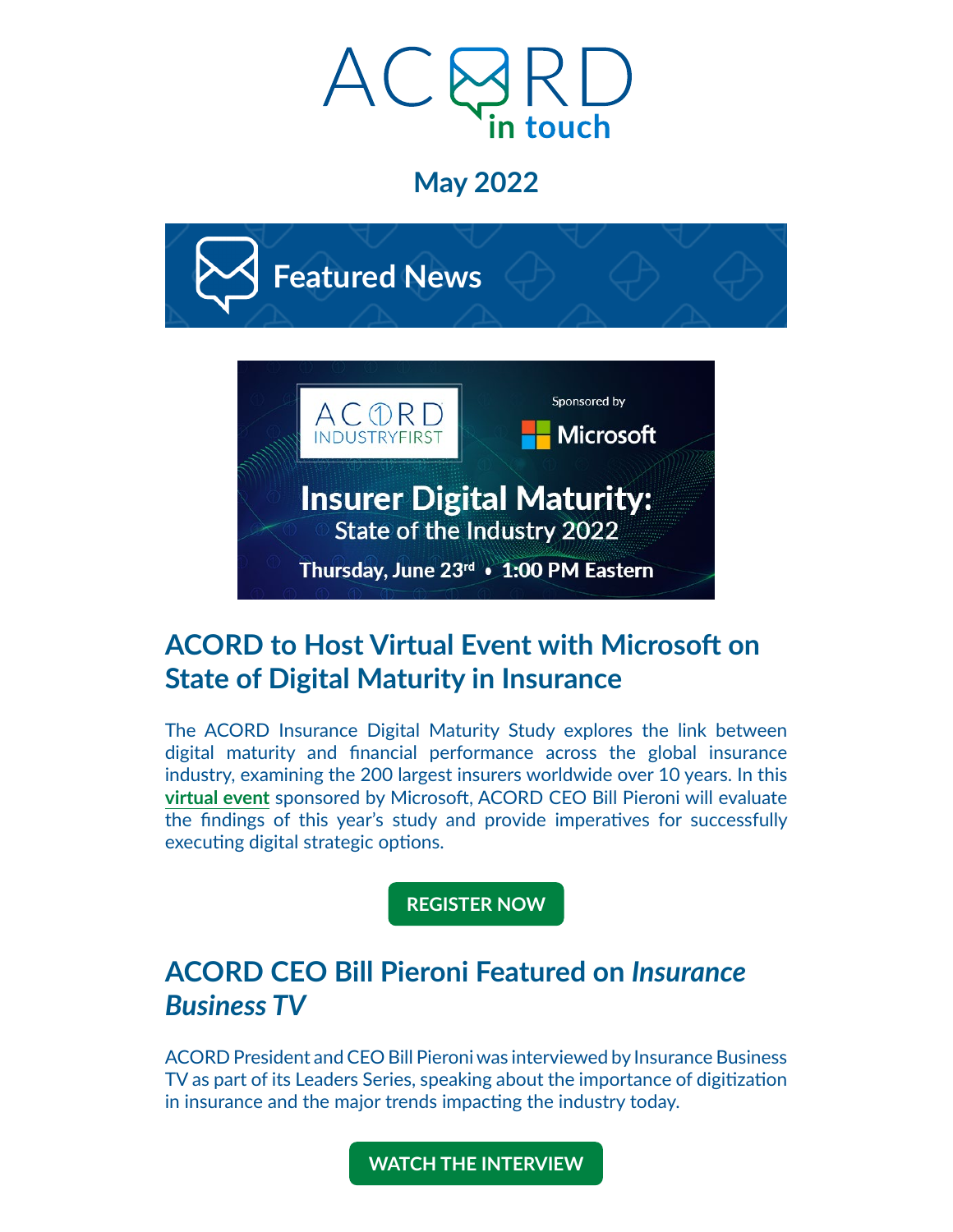# ACORD in touch

## May 2022

## Featured News

ACORD INDUSTRYFIRST

Sponsored by Microsoft

**Insurer Digital Maturity:** State of the Industry 2022

**Thursday, June 23rd • 1:00 PM Eastern**

### ACORD to Host Virtual Event with Microsoft on State of Digital Maturity in Insurance

The ACORD Insurance Digital Maturity Study explores the link between digital maturity and financial performance across the global insurance industry, examining the 200 largest insurers worldwide over 10 years. In this **virtual event** sponsored by Microsoft, ACORD CEO Bill Pieroni will evaluate the findings of this year's study and provide imperatives for successfully executing digital strategic options.

**REGISTER NOW**

### ACORD CEO Bill Pieroni Featured on *Insurance Business TV*

ACORD President and CEO Bill Pieroni was interviewed by Insurance Business TV as part of its Leaders Series, speaking about the importance of digitization in insurance and the major trends impacting the industry today.

**WATCH THE INTERVIEW**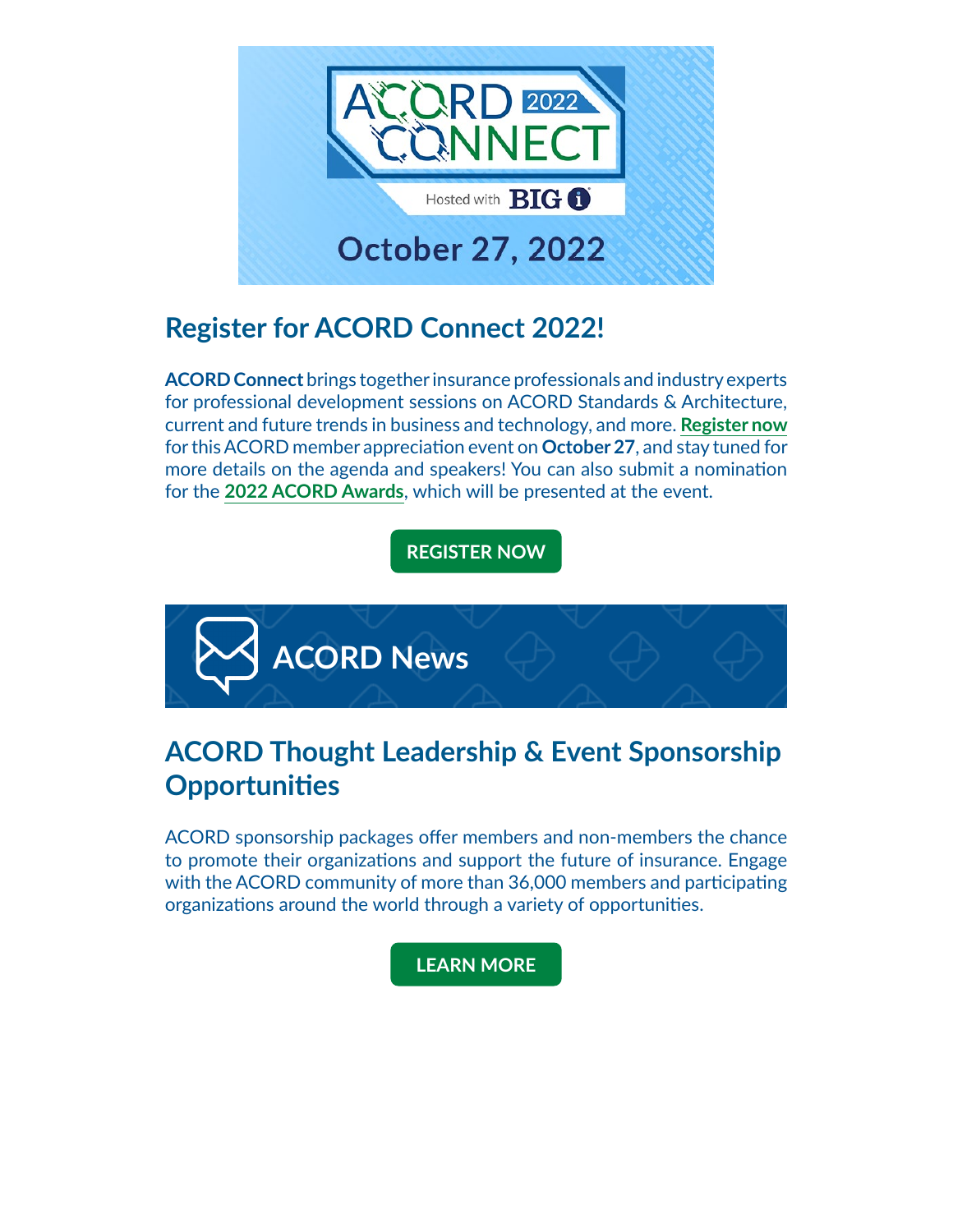ACORD CONNECT 2022

Hosted with BIG i

October 27, 2022

## Register for ACORD Connect 2022!

**ACORD Connect** brings together insurance professionals and industry experts for professional development sessions on ACORD Standards & Architecture, current and future trends in business and technology, and more. **Register now** for this ACORD member appreciation event on **October 27**, and stay tuned for more details on the agenda and speakers! You can also submit a nomination for the **2022 ACORD Awards**, which will be presented at the event.

**REGISTER NOW**

# ACORD News

## ACORD Thought Leadership & Event Sponsorship Opportunities

ACORD sponsorship packages offer members and non-members the chance to promote their organizations and support the future of insurance. Engage with the ACORD community of more than 36,000 members and participating organizations around the world through a variety of opportunities.

**LEARN MORE**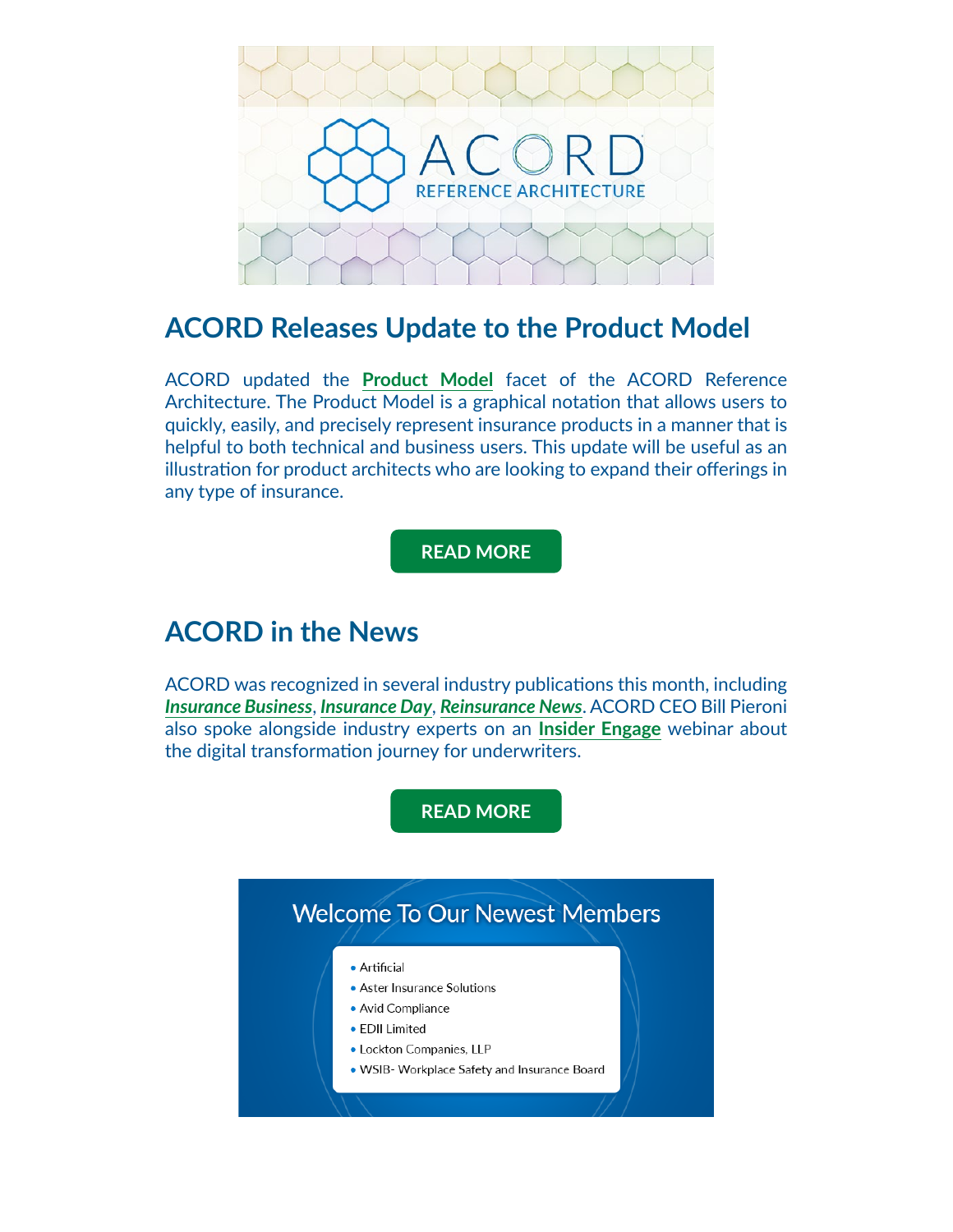## ACORD Releases Update to the Product Model

ACORD updated the **Product Model** facet of the ACORD Reference Architecture. The Product Model is a graphical notation that allows users to quickly, easily, and precisely represent insurance products in a manner that is helpful to both technical and business users. This update will be useful as an illustration for product architects who are looking to expand their offerings in any type of insurance.

**READ MORE**

## ACORD in the News

ACORD was recognized in several industry publications this month, including ***Insurance Business***, ***Insurance Day***, ***Reinsurance News***. ACORD CEO Bill Pieroni also spoke alongside industry experts on an **Insider Engage** webinar about the digital transformation journey for underwriters.

**READ MORE**

Welcome To Our Newest Members

- Artificial
- Aster Insurance Solutions
- Avid Compliance
- EDII Limited
- Lockton Companies, LLP
- WSIB- Workplace Safety and Insurance Board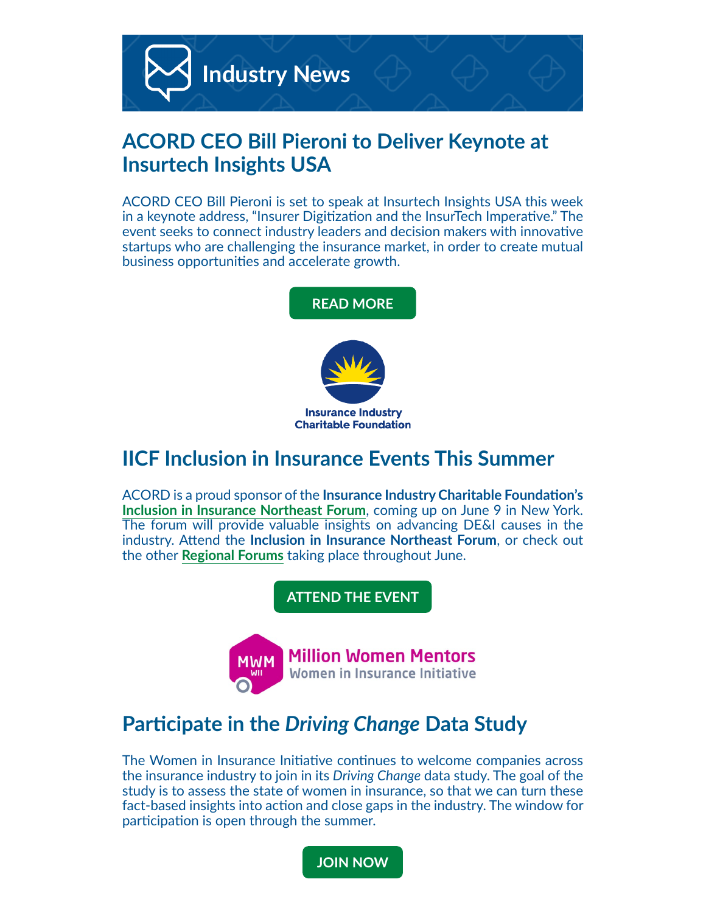# Industry News

## ACORD CEO Bill Pieroni to Deliver Keynote at Insurtech Insights USA

ACORD CEO Bill Pieroni is set to speak at Insurtech Insights USA this week in a keynote address, "Insurer Digitization and the InsurTech Imperative." The event seeks to connect industry leaders and decision makers with innovative startups who are challenging the insurance market, in order to create mutual business opportunities and accelerate growth.

**READ MORE**

Insurance Industry Charitable Foundation

## IICF Inclusion in Insurance Events This Summer

ACORD is a proud sponsor of the **Insurance Industry Charitable Foundation's Inclusion in Insurance Northeast Forum**, coming up on June 9 in New York. The forum will provide valuable insights on advancing DE&I causes in the industry. Attend the **Inclusion in Insurance Northeast Forum**, or check out the other **Regional Forums** taking place throughout June.

**ATTEND THE EVENT**

MWM WII Million Women Mentors Women in Insurance Initiative

## Participate in the *Driving Change* Data Study

The Women in Insurance Initiative continues to welcome companies across the insurance industry to join in its *Driving Change* data study. The goal of the study is to assess the state of women in insurance, so that we can turn these fact-based insights into action and close gaps in the industry. The window for participation is open through the summer.

**JOIN NOW**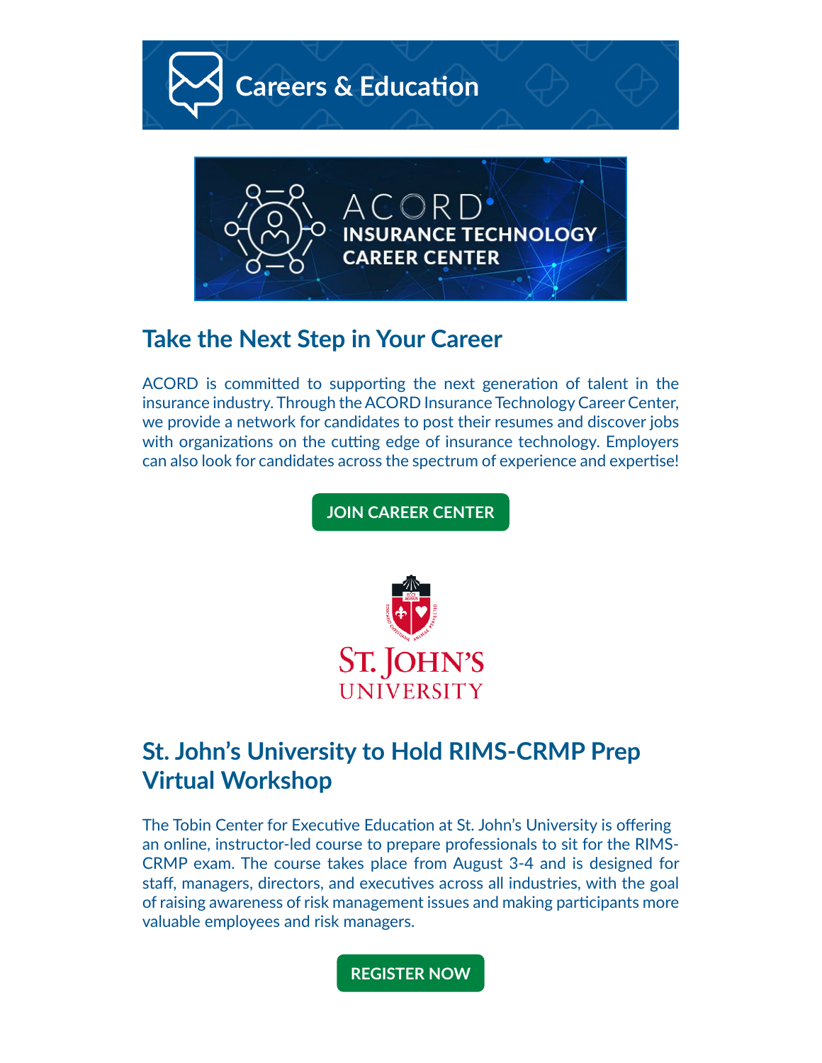# Careers & Education

ACORD INSURANCE TECHNOLOGY CAREER CENTER

## Take the Next Step in Your Career

ACORD is committed to supporting the next generation of talent in the insurance industry. Through the ACORD Insurance Technology Career Center, we provide a network for candidates to post their resumes and discover jobs with organizations on the cutting edge of insurance technology. Employers can also look for candidates across the spectrum of experience and expertise!

JOIN CAREER CENTER

ST. JOHN'S UNIVERSITY

## St. John's University to Hold RIMS-CRMP Prep Virtual Workshop

The Tobin Center for Executive Education at St. John's University is offering an online, instructor-led course to prepare professionals to sit for the RIMS-CRMP exam. The course takes place from August 3-4 and is designed for staff, managers, directors, and executives across all industries, with the goal of raising awareness of risk management issues and making participants more valuable employees and risk managers.

REGISTER NOW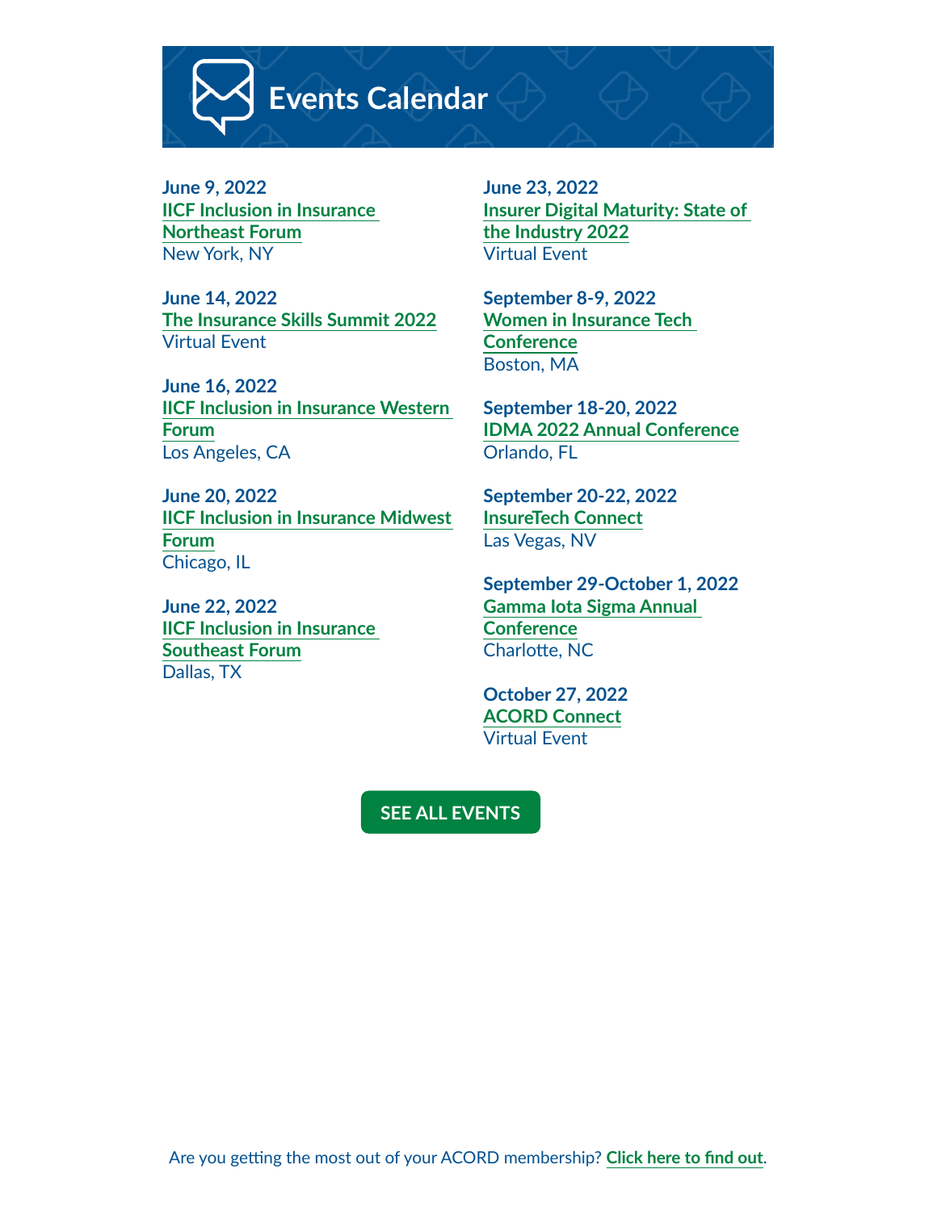# Events Calendar

**June 9, 2022**
**IICF Inclusion in Insurance Northeast Forum**
New York, NY

**June 14, 2022**
**The Insurance Skills Summit 2022**
Virtual Event

**June 16, 2022**
**IICF Inclusion in Insurance Western Forum**
Los Angeles, CA

**June 20, 2022**
**IICF Inclusion in Insurance Midwest Forum**
Chicago, IL

**June 22, 2022**
**IICF Inclusion in Insurance Southeast Forum**
Dallas, TX

**June 23, 2022**
**Insurer Digital Maturity: State of the Industry 2022**
Virtual Event

**September 8-9, 2022**
**Women in Insurance Tech Conference**
Boston, MA

**September 18-20, 2022**
**IDMA 2022 Annual Conference**
Orlando, FL

**September 20-22, 2022**
**InsureTech Connect**
Las Vegas, NV

**September 29-October 1, 2022**
**Gamma Iota Sigma Annual Conference**
Charlotte, NC

**October 27, 2022**
**ACORD Connect**
Virtual Event

**SEE ALL EVENTS**

Are you getting the most out of your ACORD membership? **Click here to find out**.